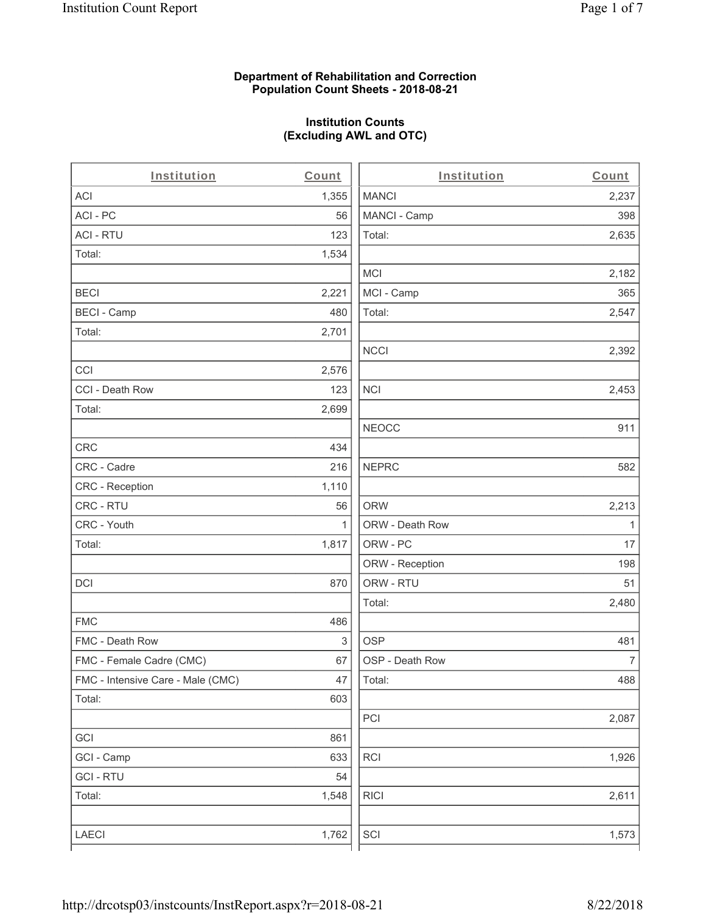**Department of Rehabilitation and Correction**
**Population Count Sheets - 2018-08-21**

**Institution Counts**
**(Excluding AWL and OTC)**

| Institution | Count |
|---|---|
| ACI | 1,355 |
| ACI - PC | 56 |
| ACI - RTU | 123 |
| Total: | 1,534 |
| | |
| BECI | 2,221 |
| BECI - Camp | 480 |
| Total: | 2,701 |
| | |
| CCI | 2,576 |
| CCI - Death Row | 123 |
| Total: | 2,699 |
| | |
| CRC | 434 |
| CRC - Cadre | 216 |
| CRC - Reception | 1,110 |
| CRC - RTU | 56 |
| CRC - Youth | 1 |
| Total: | 1,817 |
| | |
| DCI | 870 |
| | |
| FMC | 486 |
| FMC - Death Row | 3 |
| FMC - Female Cadre (CMC) | 67 |
| FMC - Intensive Care - Male (CMC) | 47 |
| Total: | 603 |
| | |
| GCI | 861 |
| GCI - Camp | 633 |
| GCI - RTU | 54 |
| Total: | 1,548 |
| | |
| LAECI | 1,762 |

| Institution | Count |
|---|---|
| MANCI | 2,237 |
| MANCI - Camp | 398 |
| Total: | 2,635 |
| | |
| MCI | 2,182 |
| MCI - Camp | 365 |
| Total: | 2,547 |
| | |
| NCCI | 2,392 |
| | |
| NCI | 2,453 |
| | |
| NEOCC | 911 |
| | |
| NEPRC | 582 |
| | |
| ORW | 2,213 |
| ORW - Death Row | 1 |
| ORW - PC | 17 |
| ORW - Reception | 198 |
| ORW - RTU | 51 |
| Total: | 2,480 |
| | |
| OSP | 481 |
| OSP - Death Row | 7 |
| Total: | 488 |
| | |
| PCI | 2,087 |
| | |
| RCI | 1,926 |
| | |
| RICI | 2,611 |
| | |
| SCI | 1,573 |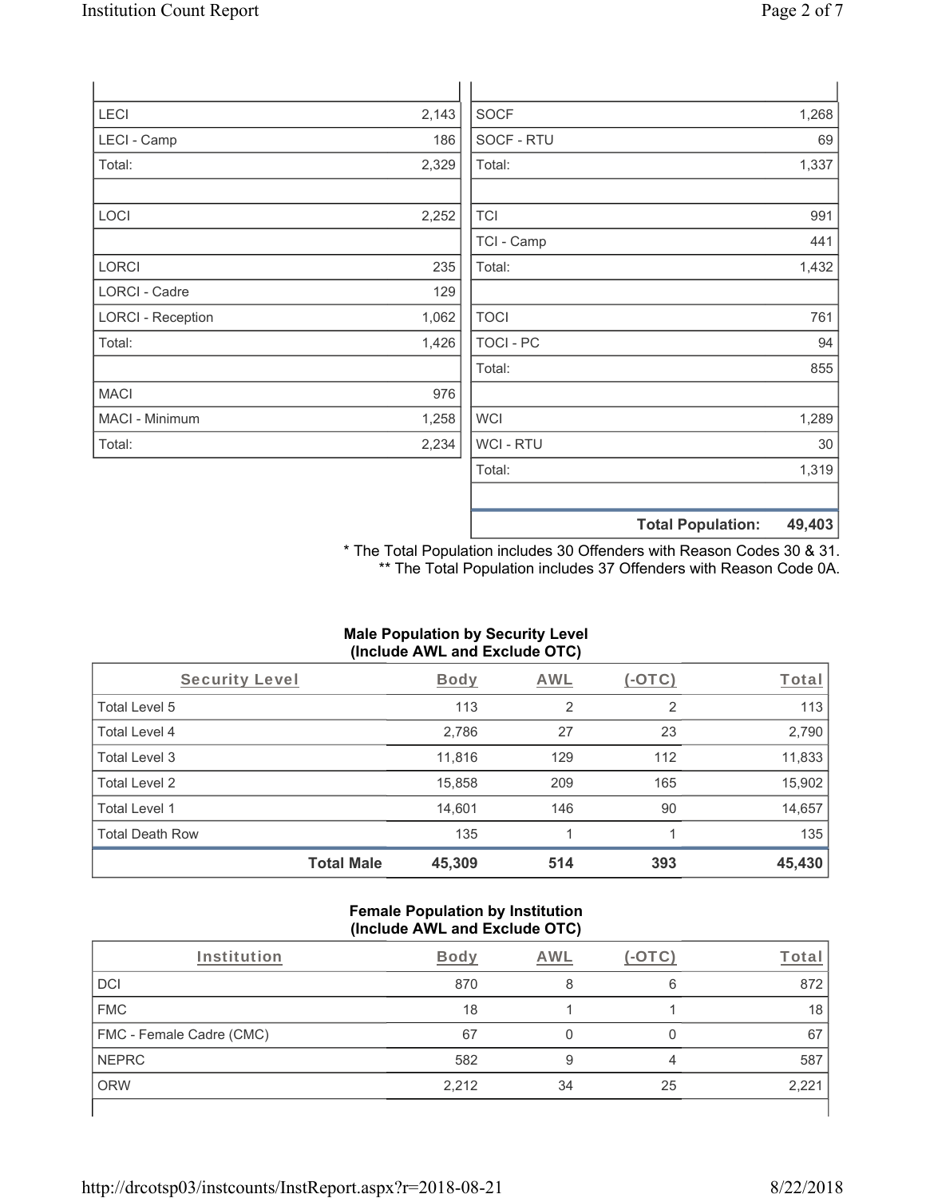| | | | |
|---|---|---|---|
| LECI | 2,143 | SOCF | 1,268 |
| LECI - Camp | 186 | SOCF - RTU | 69 |
| Total: | 2,329 | Total: | 1,337 |
| | | | |
| LOCI | 2,252 | TCI | 991 |
| | | TCI - Camp | 441 |
| LORCI | 235 | Total: | 1,432 |
| LORCI - Cadre | 129 | | |
| LORCI - Reception | 1,062 | TOCI | 761 |
| Total: | 1,426 | TOCI - PC | 94 |
| | | Total: | 855 |
| MACI | 976 | | |
| MACI - Minimum | 1,258 | WCI | 1,289 |
| Total: | 2,234 | WCI - RTU | 30 |
| | | Total: | 1,319 |
| | | | |
| | | **Total Population:** | **49,403** |

\* The Total Population includes 30 Offenders with Reason Codes 30 & 31.
\*\* The Total Population includes 37 Offenders with Reason Code 0A.

**Male Population by Security Level (Include AWL and Exclude OTC)**

| Security Level | Body | AWL | (-OTC) | Total |
|---|---|---|---|---|
| Total Level 5 | 113 | 2 | 2 | 113 |
| Total Level 4 | 2,786 | 27 | 23 | 2,790 |
| Total Level 3 | 11,816 | 129 | 112 | 11,833 |
| Total Level 2 | 15,858 | 209 | 165 | 15,902 |
| Total Level 1 | 14,601 | 146 | 90 | 14,657 |
| Total Death Row | 135 | 1 | 1 | 135 |
| **Total Male** | **45,309** | **514** | **393** | **45,430** |

**Female Population by Institution (Include AWL and Exclude OTC)**

| Institution | Body | AWL | (-OTC) | Total |
|---|---|---|---|---|
| DCI | 870 | 8 | 6 | 872 |
| FMC | 18 | 1 | 1 | 18 |
| FMC - Female Cadre (CMC) | 67 | 0 | 0 | 67 |
| NEPRC | 582 | 9 | 4 | 587 |
| ORW | 2,212 | 34 | 25 | 2,221 |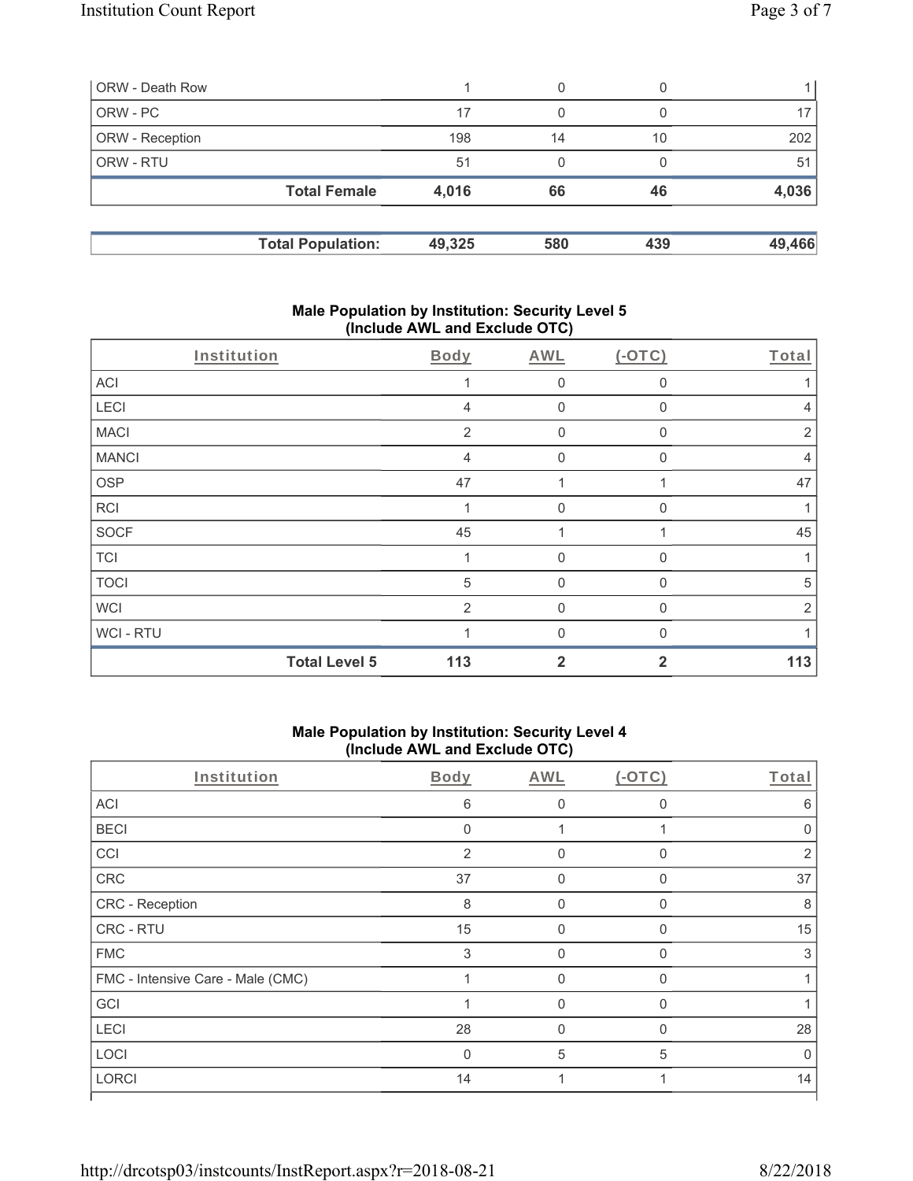| ORW - Death Row | 1 | 0 | 0 | 1 |
|---|---|---|---|---|
| ORW - PC | 17 | 0 | 0 | 17 |
| ORW - Reception | 198 | 14 | 10 | 202 |
| ORW - RTU | 51 | 0 | 0 | 51 |
| **Total Female** | **4,016** | **66** | **46** | **4,036** |

| **Total Population:** | **49,325** | **580** | **439** | **49,466** |
|---|---|---|---|---|

## Male Population by Institution: Security Level 5 (Include AWL and Exclude OTC)

| Institution | Body | AWL | (-OTC) | Total |
|---|---|---|---|---|
| ACI | 1 | 0 | 0 | 1 |
| LECI | 4 | 0 | 0 | 4 |
| MACI | 2 | 0 | 0 | 2 |
| MANCI | 4 | 0 | 0 | 4 |
| OSP | 47 | 1 | 1 | 47 |
| RCI | 1 | 0 | 0 | 1 |
| SOCF | 45 | 1 | 1 | 45 |
| TCI | 1 | 0 | 0 | 1 |
| TOCI | 5 | 0 | 0 | 5 |
| WCI | 2 | 0 | 0 | 2 |
| WCI - RTU | 1 | 0 | 0 | 1 |
| **Total Level 5** | **113** | **2** | **2** | **113** |

## Male Population by Institution: Security Level 4 (Include AWL and Exclude OTC)

| Institution | Body | AWL | (-OTC) | Total |
|---|---|---|---|---|
| ACI | 6 | 0 | 0 | 6 |
| BECI | 0 | 1 | 1 | 0 |
| CCI | 2 | 0 | 0 | 2 |
| CRC | 37 | 0 | 0 | 37 |
| CRC - Reception | 8 | 0 | 0 | 8 |
| CRC - RTU | 15 | 0 | 0 | 15 |
| FMC | 3 | 0 | 0 | 3 |
| FMC - Intensive Care - Male (CMC) | 1 | 0 | 0 | 1 |
| GCI | 1 | 0 | 0 | 1 |
| LECI | 28 | 0 | 0 | 28 |
| LOCI | 0 | 5 | 5 | 0 |
| LORCI | 14 | 1 | 1 | 14 |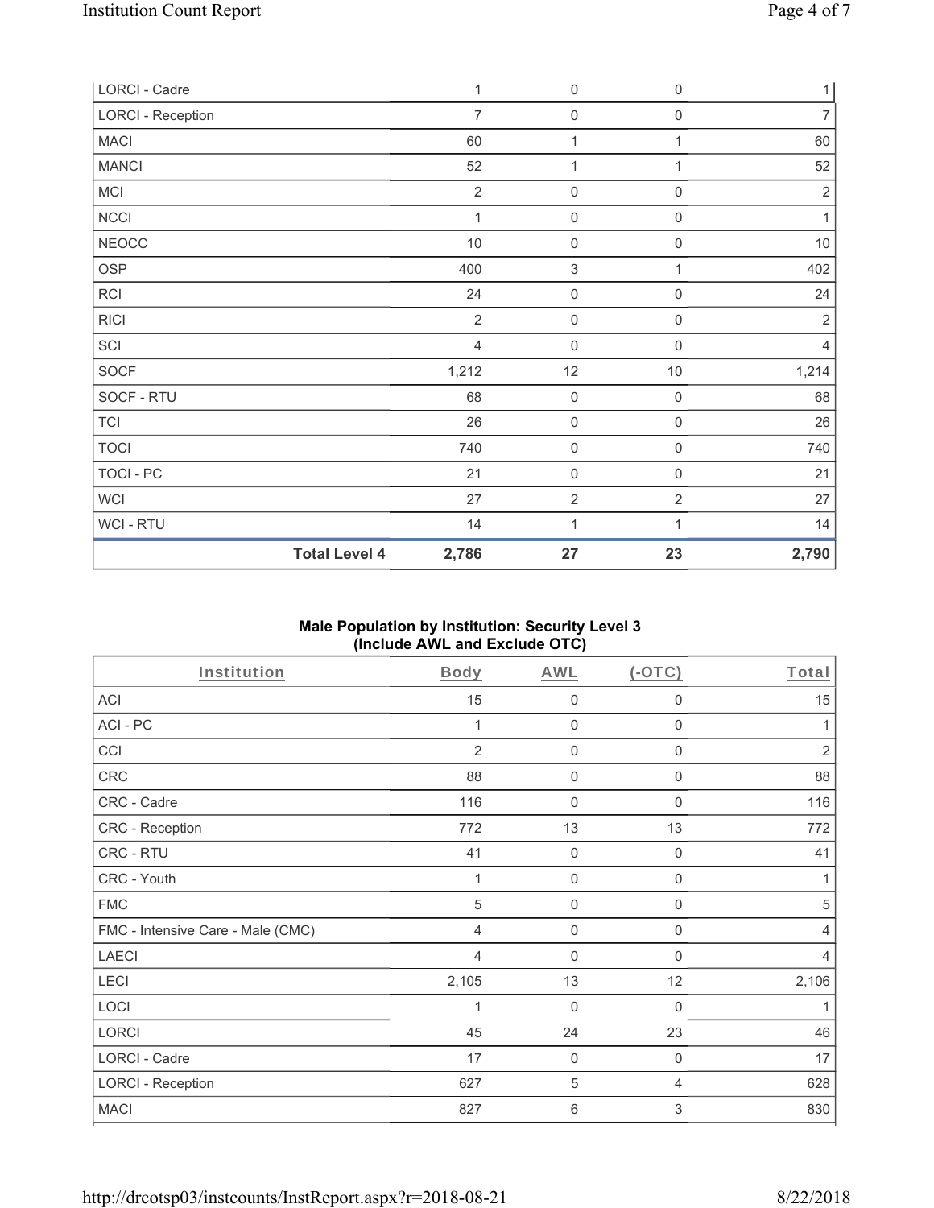| LORCI - Cadre | 1 | 0 | 0 | 1 |
|---|---|---|---|---|
| LORCI - Reception | 7 | 0 | 0 | 7 |
| MACI | 60 | 1 | 1 | 60 |
| MANCI | 52 | 1 | 1 | 52 |
| MCI | 2 | 0 | 0 | 2 |
| NCCI | 1 | 0 | 0 | 1 |
| NEOCC | 10 | 0 | 0 | 10 |
| OSP | 400 | 3 | 1 | 402 |
| RCI | 24 | 0 | 0 | 24 |
| RICI | 2 | 0 | 0 | 2 |
| SCI | 4 | 0 | 0 | 4 |
| SOCF | 1,212 | 12 | 10 | 1,214 |
| SOCF - RTU | 68 | 0 | 0 | 68 |
| TCI | 26 | 0 | 0 | 26 |
| TOCI | 740 | 0 | 0 | 740 |
| TOCI - PC | 21 | 0 | 0 | 21 |
| WCI | 27 | 2 | 2 | 27 |
| WCI - RTU | 14 | 1 | 1 | 14 |
| **Total Level 4** | **2,786** | **27** | **23** | **2,790** |

**Male Population by Institution: Security Level 3 (Include AWL and Exclude OTC)**

| Institution | Body | AWL | (-OTC) | Total |
|---|---|---|---|---|
| ACI | 15 | 0 | 0 | 15 |
| ACI - PC | 1 | 0 | 0 | 1 |
| CCI | 2 | 0 | 0 | 2 |
| CRC | 88 | 0 | 0 | 88 |
| CRC - Cadre | 116 | 0 | 0 | 116 |
| CRC - Reception | 772 | 13 | 13 | 772 |
| CRC - RTU | 41 | 0 | 0 | 41 |
| CRC - Youth | 1 | 0 | 0 | 1 |
| FMC | 5 | 0 | 0 | 5 |
| FMC - Intensive Care - Male (CMC) | 4 | 0 | 0 | 4 |
| LAECI | 4 | 0 | 0 | 4 |
| LECI | 2,105 | 13 | 12 | 2,106 |
| LOCI | 1 | 0 | 0 | 1 |
| LORCI | 45 | 24 | 23 | 46 |
| LORCI - Cadre | 17 | 0 | 0 | 17 |
| LORCI - Reception | 627 | 5 | 4 | 628 |
| MACI | 827 | 6 | 3 | 830 |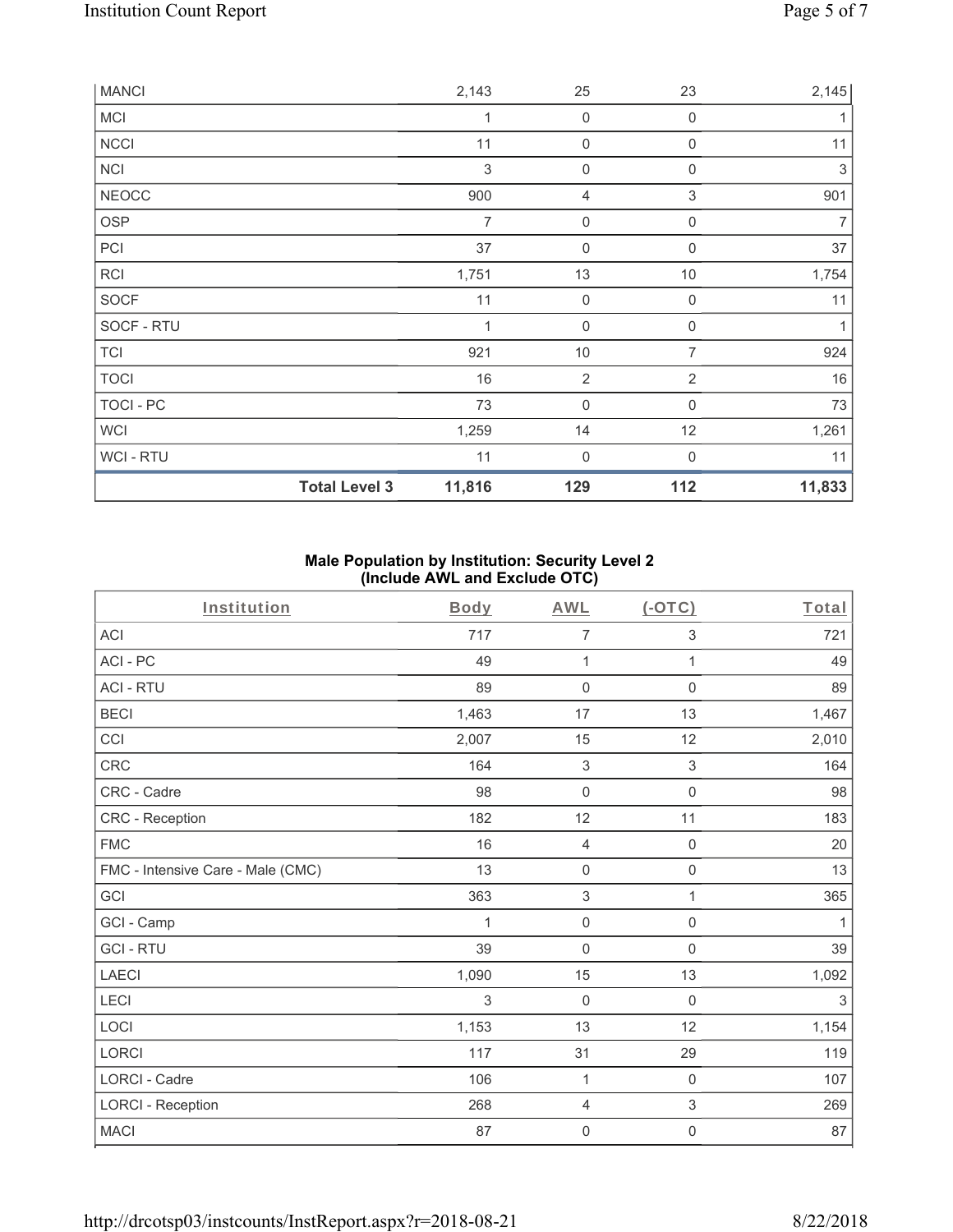| MANCI | | 2,143 | 25 | 23 | 2,145 |
|---|---|---|---|---|---|
| MCI | | 1 | 0 | 0 | 1 |
| NCCI | | 11 | 0 | 0 | 11 |
| NCI | | 3 | 0 | 0 | 3 |
| NEOCC | | 900 | 4 | 3 | 901 |
| OSP | | 7 | 0 | 0 | 7 |
| PCI | | 37 | 0 | 0 | 37 |
| RCI | | 1,751 | 13 | 10 | 1,754 |
| SOCF | | 11 | 0 | 0 | 11 |
| SOCF - RTU | | 1 | 0 | 0 | 1 |
| TCI | | 921 | 10 | 7 | 924 |
| TOCI | | 16 | 2 | 2 | 16 |
| TOCI - PC | | 73 | 0 | 0 | 73 |
| WCI | | 1,259 | 14 | 12 | 1,261 |
| WCI - RTU | | 11 | 0 | 0 | 11 |
| | **Total Level 3** | **11,816** | **129** | **112** | **11,833** |

## Male Population by Institution: Security Level 2 (Include AWL and Exclude OTC)

| Institution | Body | AWL | (-OTC) | Total |
|---|---|---|---|---|
| ACI | 717 | 7 | 3 | 721 |
| ACI - PC | 49 | 1 | 1 | 49 |
| ACI - RTU | 89 | 0 | 0 | 89 |
| BECI | 1,463 | 17 | 13 | 1,467 |
| CCI | 2,007 | 15 | 12 | 2,010 |
| CRC | 164 | 3 | 3 | 164 |
| CRC - Cadre | 98 | 0 | 0 | 98 |
| CRC - Reception | 182 | 12 | 11 | 183 |
| FMC | 16 | 4 | 0 | 20 |
| FMC - Intensive Care - Male (CMC) | 13 | 0 | 0 | 13 |
| GCI | 363 | 3 | 1 | 365 |
| GCI - Camp | 1 | 0 | 0 | 1 |
| GCI - RTU | 39 | 0 | 0 | 39 |
| LAECI | 1,090 | 15 | 13 | 1,092 |
| LECI | 3 | 0 | 0 | 3 |
| LOCI | 1,153 | 13 | 12 | 1,154 |
| LORCI | 117 | 31 | 29 | 119 |
| LORCI - Cadre | 106 | 1 | 0 | 107 |
| LORCI - Reception | 268 | 4 | 3 | 269 |
| MACI | 87 | 0 | 0 | 87 |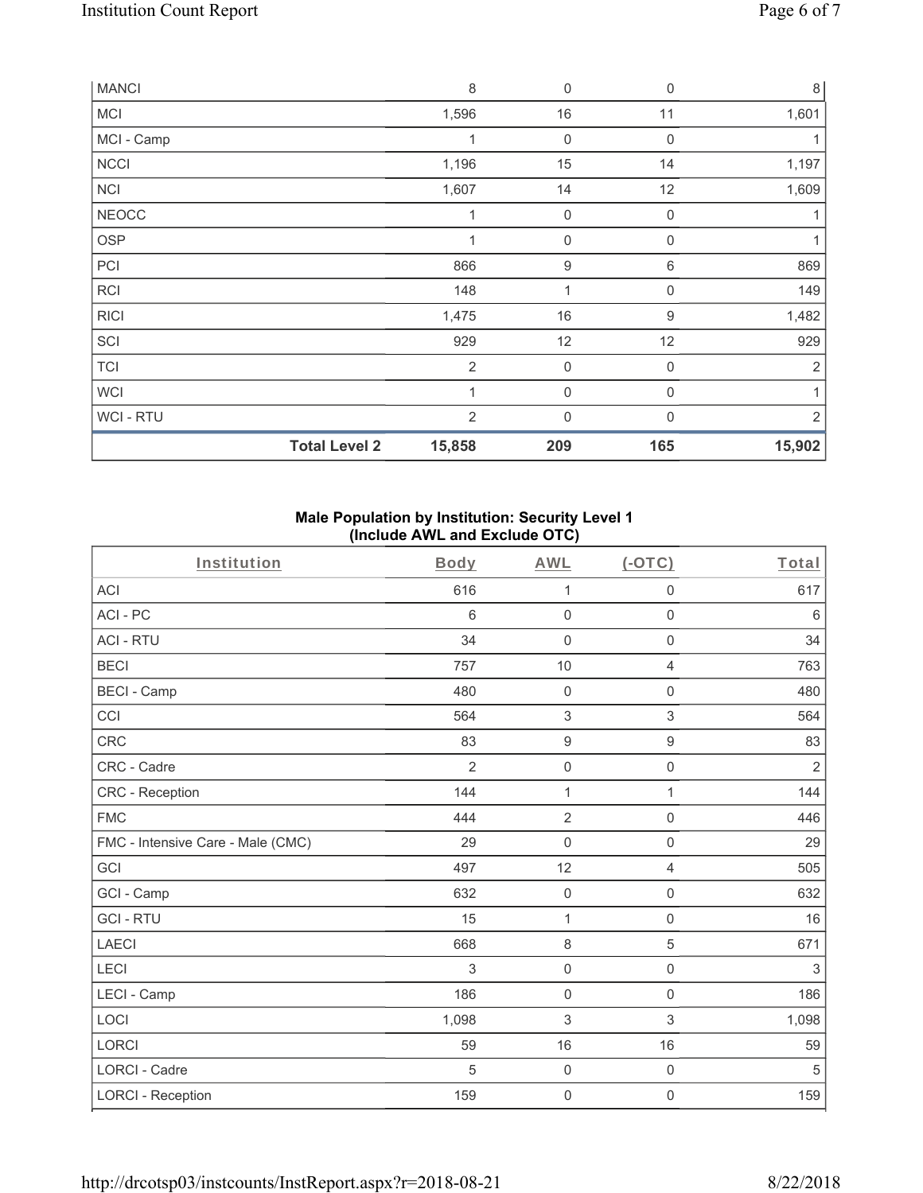| MANCI | | 8 | 0 | 0 | 8 |
|---|---|---|---|---|---|
| MCI | | 1,596 | 16 | 11 | 1,601 |
| MCI - Camp | | 1 | 0 | 0 | 1 |
| NCCI | | 1,196 | 15 | 14 | 1,197 |
| NCI | | 1,607 | 14 | 12 | 1,609 |
| NEOCC | | 1 | 0 | 0 | 1 |
| OSP | | 1 | 0 | 0 | 1 |
| PCI | | 866 | 9 | 6 | 869 |
| RCI | | 148 | 1 | 0 | 149 |
| RICI | | 1,475 | 16 | 9 | 1,482 |
| SCI | | 929 | 12 | 12 | 929 |
| TCI | | 2 | 0 | 0 | 2 |
| WCI | | 1 | 0 | 0 | 1 |
| WCI - RTU | | 2 | 0 | 0 | 2 |
| | **Total Level 2** | **15,858** | **209** | **165** | **15,902** |

### Male Population by Institution: Security Level 1 (Include AWL and Exclude OTC)

| Institution | Body | AWL | (-OTC) | Total |
|---|---|---|---|---|
| ACI | 616 | 1 | 0 | 617 |
| ACI - PC | 6 | 0 | 0 | 6 |
| ACI - RTU | 34 | 0 | 0 | 34 |
| BECI | 757 | 10 | 4 | 763 |
| BECI - Camp | 480 | 0 | 0 | 480 |
| CCI | 564 | 3 | 3 | 564 |
| CRC | 83 | 9 | 9 | 83 |
| CRC - Cadre | 2 | 0 | 0 | 2 |
| CRC - Reception | 144 | 1 | 1 | 144 |
| FMC | 444 | 2 | 0 | 446 |
| FMC - Intensive Care - Male (CMC) | 29 | 0 | 0 | 29 |
| GCI | 497 | 12 | 4 | 505 |
| GCI - Camp | 632 | 0 | 0 | 632 |
| GCI - RTU | 15 | 1 | 0 | 16 |
| LAECI | 668 | 8 | 5 | 671 |
| LECI | 3 | 0 | 0 | 3 |
| LECI - Camp | 186 | 0 | 0 | 186 |
| LOCI | 1,098 | 3 | 3 | 1,098 |
| LORCI | 59 | 16 | 16 | 59 |
| LORCI - Cadre | 5 | 0 | 0 | 5 |
| LORCI - Reception | 159 | 0 | 0 | 159 |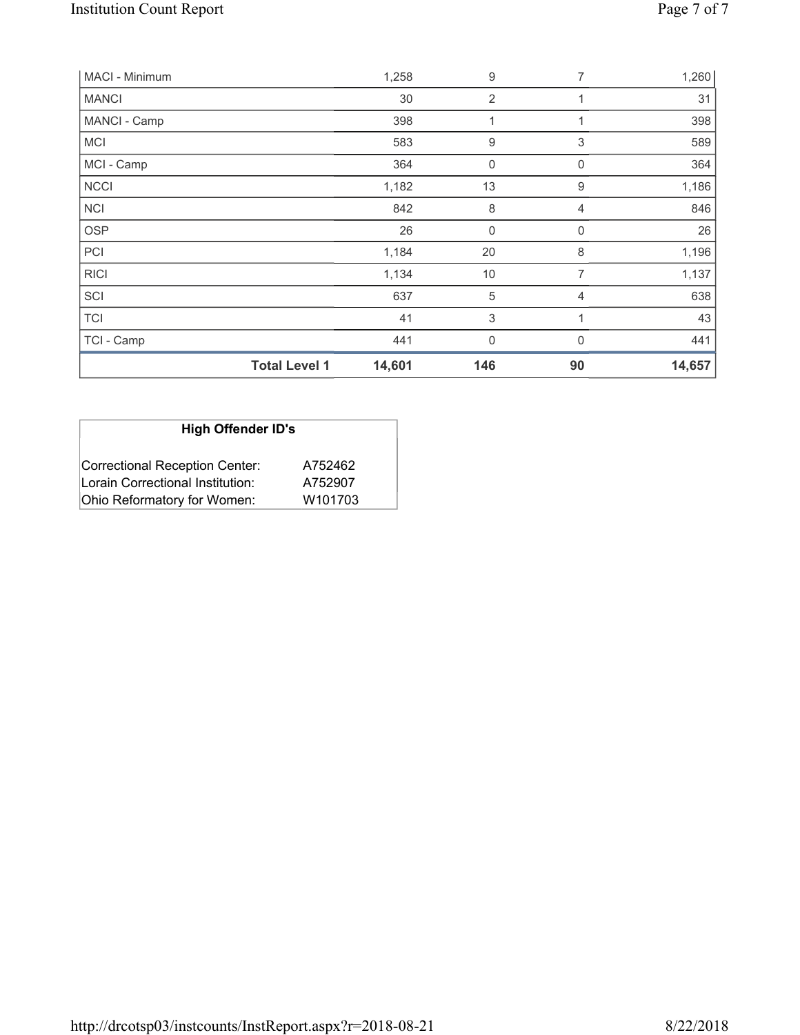| | | | | |
|---|---|---|---|---|
| MACI - Minimum | 1,258 | 9 | 7 | 1,260 |
| MANCI | 30 | 2 | 1 | 31 |
| MANCI - Camp | 398 | 1 | 1 | 398 |
| MCI | 583 | 9 | 3 | 589 |
| MCI - Camp | 364 | 0 | 0 | 364 |
| NCCI | 1,182 | 13 | 9 | 1,186 |
| NCI | 842 | 8 | 4 | 846 |
| OSP | 26 | 0 | 0 | 26 |
| PCI | 1,184 | 20 | 8 | 1,196 |
| RICI | 1,134 | 10 | 7 | 1,137 |
| SCI | 637 | 5 | 4 | 638 |
| TCI | 41 | 3 | 1 | 43 |
| TCI - Camp | 441 | 0 | 0 | 441 |
| **Total Level 1** | **14,601** | **146** | **90** | **14,657** |

| High Offender ID's | |
|---|---|
| Correctional Reception Center: | A752462 |
| Lorain Correctional Institution: | A752907 |
| Ohio Reformatory for Women: | W101703 |